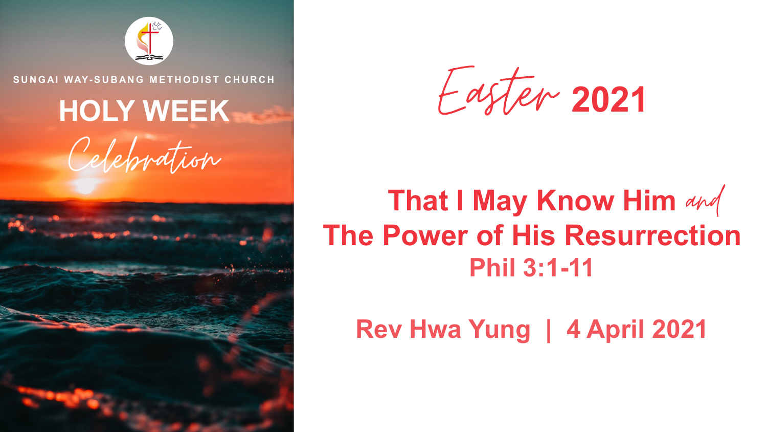SUNGAI WAY-SUBANG METHODIST CHURCH

# HOLY WEEK

*Celebration*

# *Easter* 2021

## That I May Know Him *and* The Power of His Resurrection

### Phil 3:1-11

**Rev Hwa Yung | 4 April 2021**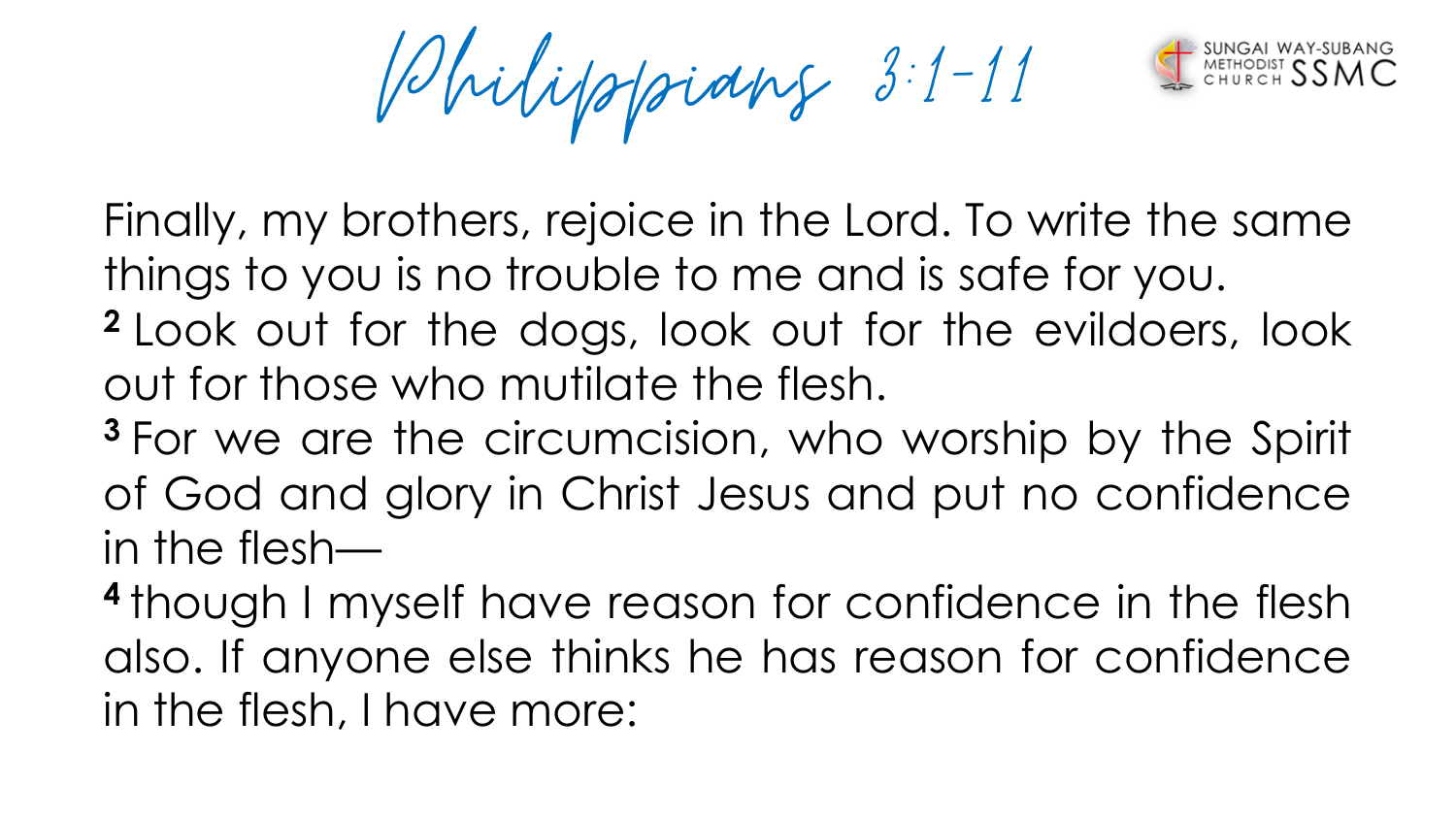# Philippians 3:1-11

Finally, my brothers, rejoice in the Lord. To write the same things to you is no trouble to me and is safe for you.

**2** Look out for the dogs, look out for the evildoers, look out for those who mutilate the flesh.

**3** For we are the circumcision, who worship by the Spirit of God and glory in Christ Jesus and put no confidence in the flesh—

**4** though I myself have reason for confidence in the flesh also. If anyone else thinks he has reason for confidence in the flesh, I have more: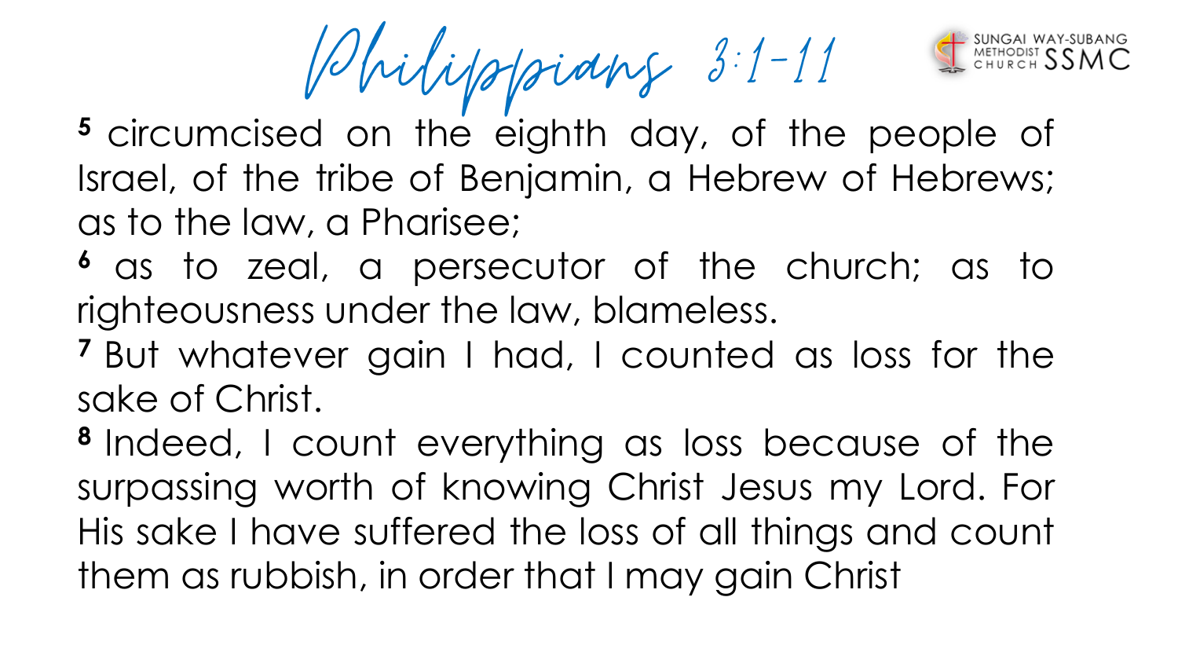# Philippians 3:1-11

**5** circumcised on the eighth day, of the people of Israel, of the tribe of Benjamin, a Hebrew of Hebrews; as to the law, a Pharisee;

**6** as to zeal, a persecutor of the church; as to righteousness under the law, blameless.

**7** But whatever gain I had, I counted as loss for the sake of Christ.

**8** Indeed, I count everything as loss because of the surpassing worth of knowing Christ Jesus my Lord. For His sake I have suffered the loss of all things and count them as rubbish, in order that I may gain Christ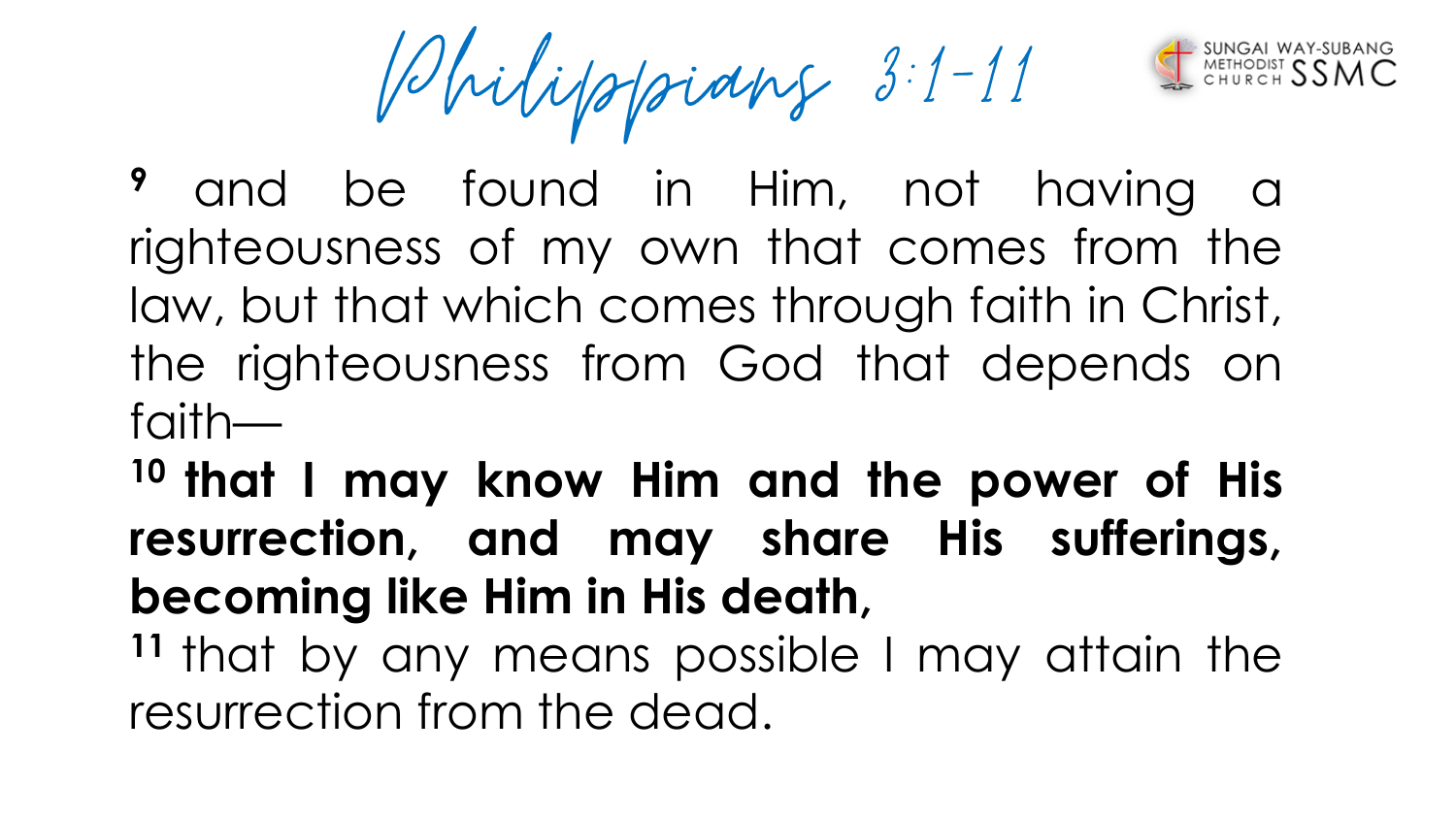# Philippians 3:1-11

[9] and be found in Him, not having a righteousness of my own that comes from the law, but that which comes through faith in Christ, the righteousness from God that depends on faith—

**[10] that I may know Him and the power of His resurrection, and may share His sufferings, becoming like Him in His death,**

[11] that by any means possible I may attain the resurrection from the dead.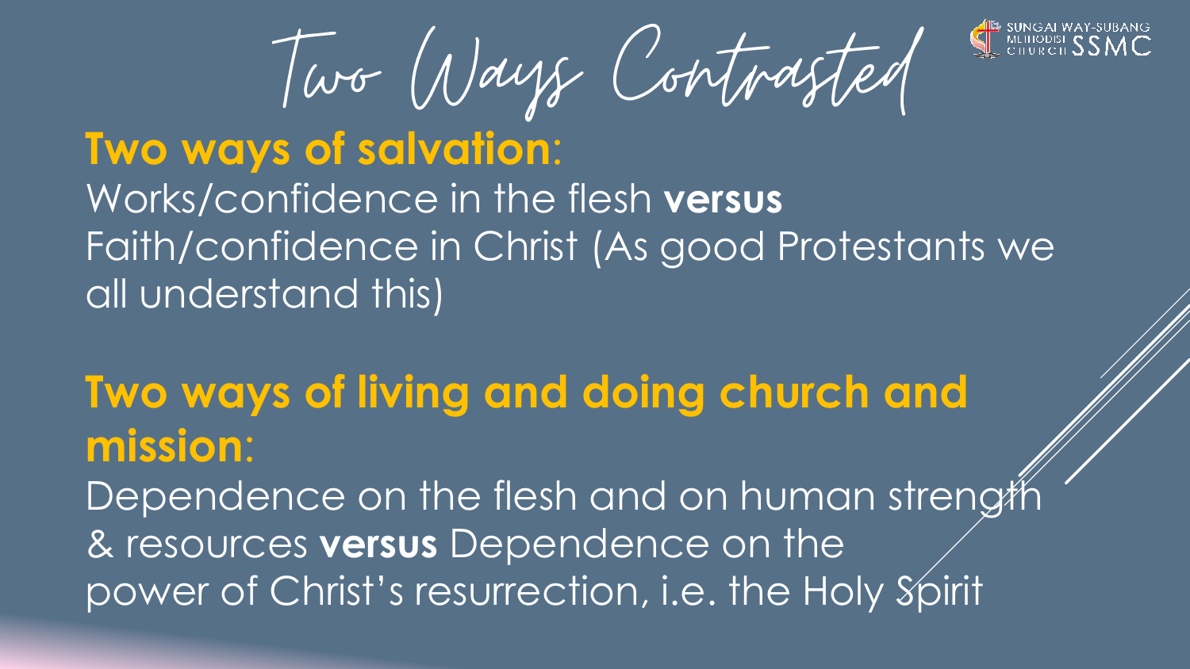# Two Ways Contrasted

**Two ways of salvation**:
Works/confidence in the flesh **versus** Faith/confidence in Christ (As good Protestants we all understand this)

**Two ways of living and doing church and mission**:
Dependence on the flesh and on human strength & resources **versus** Dependence on the power of Christ's resurrection, i.e. the Holy Spirit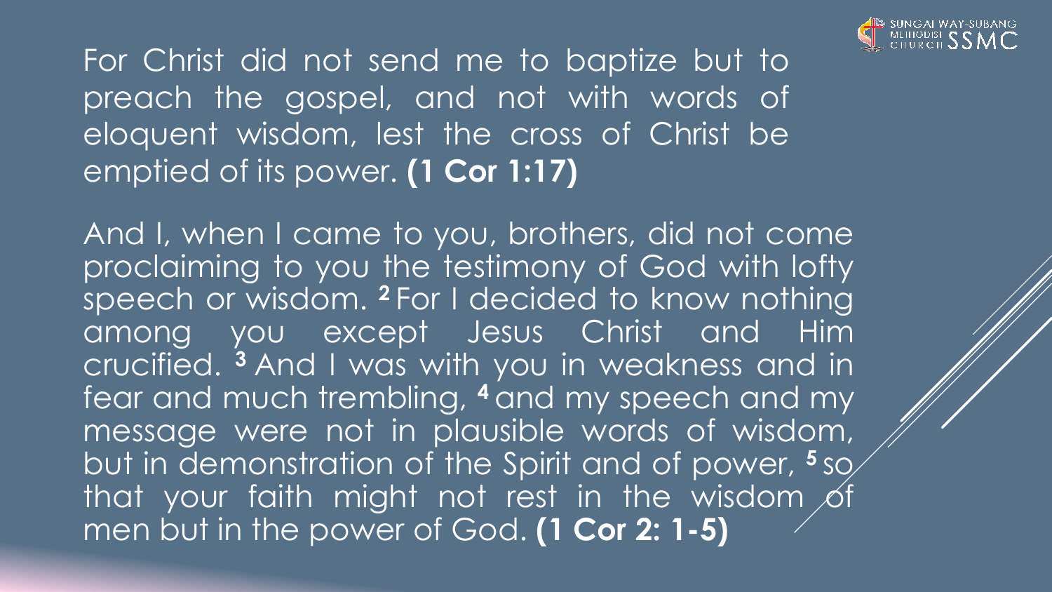For Christ did not send me to baptize but to preach the gospel, and not with words of eloquent wisdom, lest the cross of Christ be emptied of its power. **(1 Cor 1:17)**

And I, when I came to you, brothers, did not come proclaiming to you the testimony of God with lofty speech or wisdom. **2** For I decided to know nothing among you except Jesus Christ and Him crucified. **3** And I was with you in weakness and in fear and much trembling, **4** and my speech and my message were not in plausible words of wisdom, but in demonstration of the Spirit and of power, **5** so that your faith might not rest in the wisdom of men but in the power of God. **(1 Cor 2: 1-5)**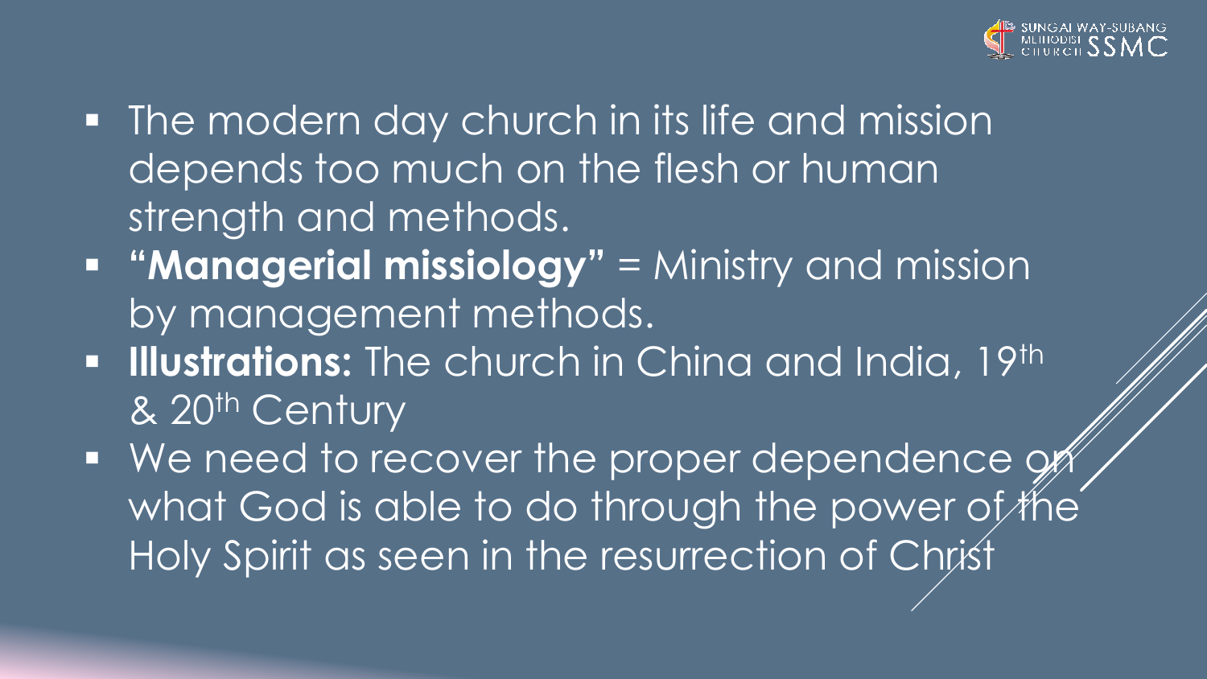- The modern day church in its life and mission depends too much on the flesh or human strength and methods.
- **"Managerial missiology"** = Ministry and mission by management methods.
- **Illustrations:** The church in China and India, 19th & 20th Century
- We need to recover the proper dependence on what God is able to do through the power of the Holy Spirit as seen in the resurrection of Christ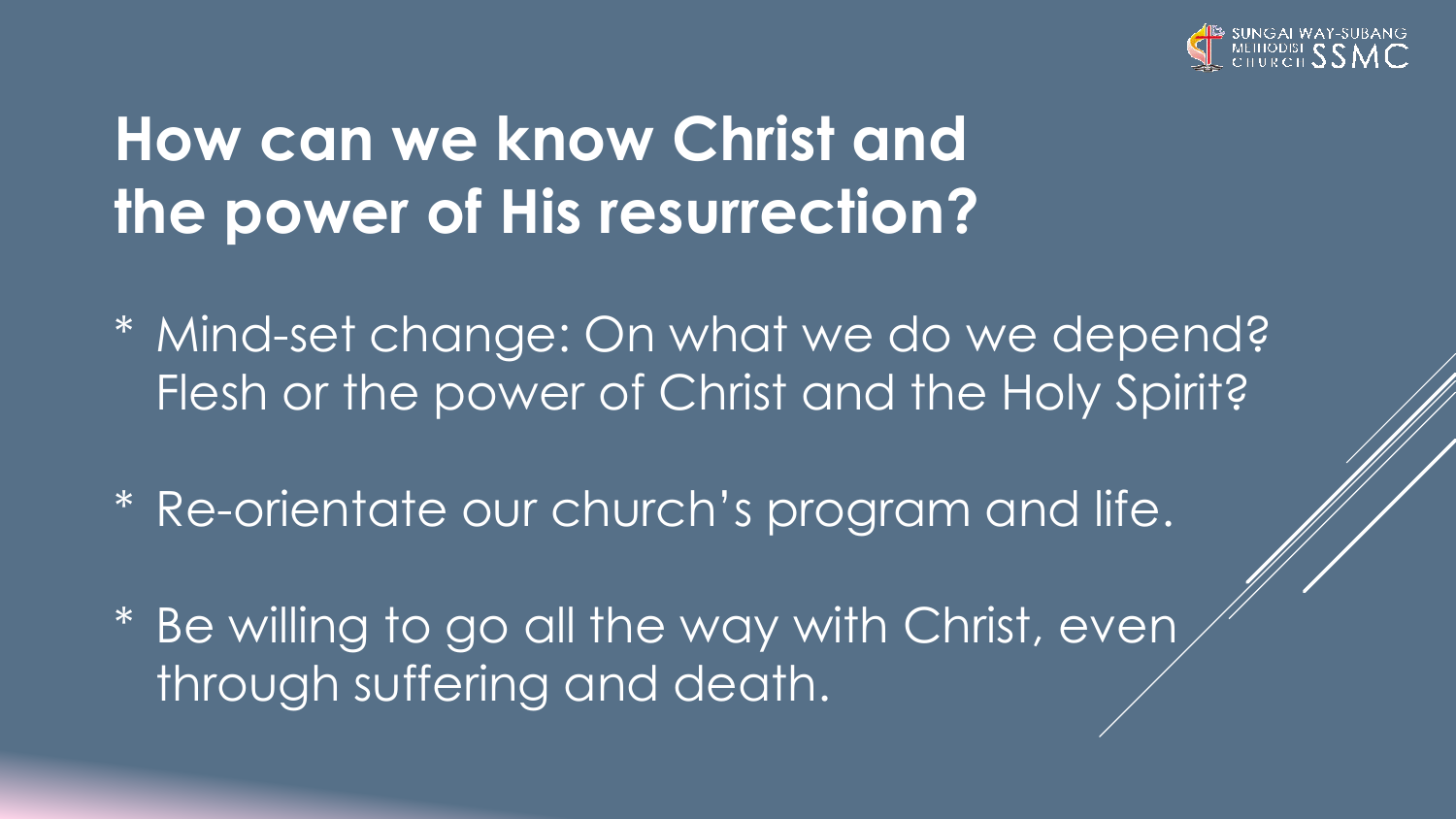# How can we know Christ and the power of His resurrection?

* Mind-set change: On what we do we depend? Flesh or the power of Christ and the Holy Spirit?

* Re-orientate our church's program and life.

* Be willing to go all the way with Christ, even through suffering and death.